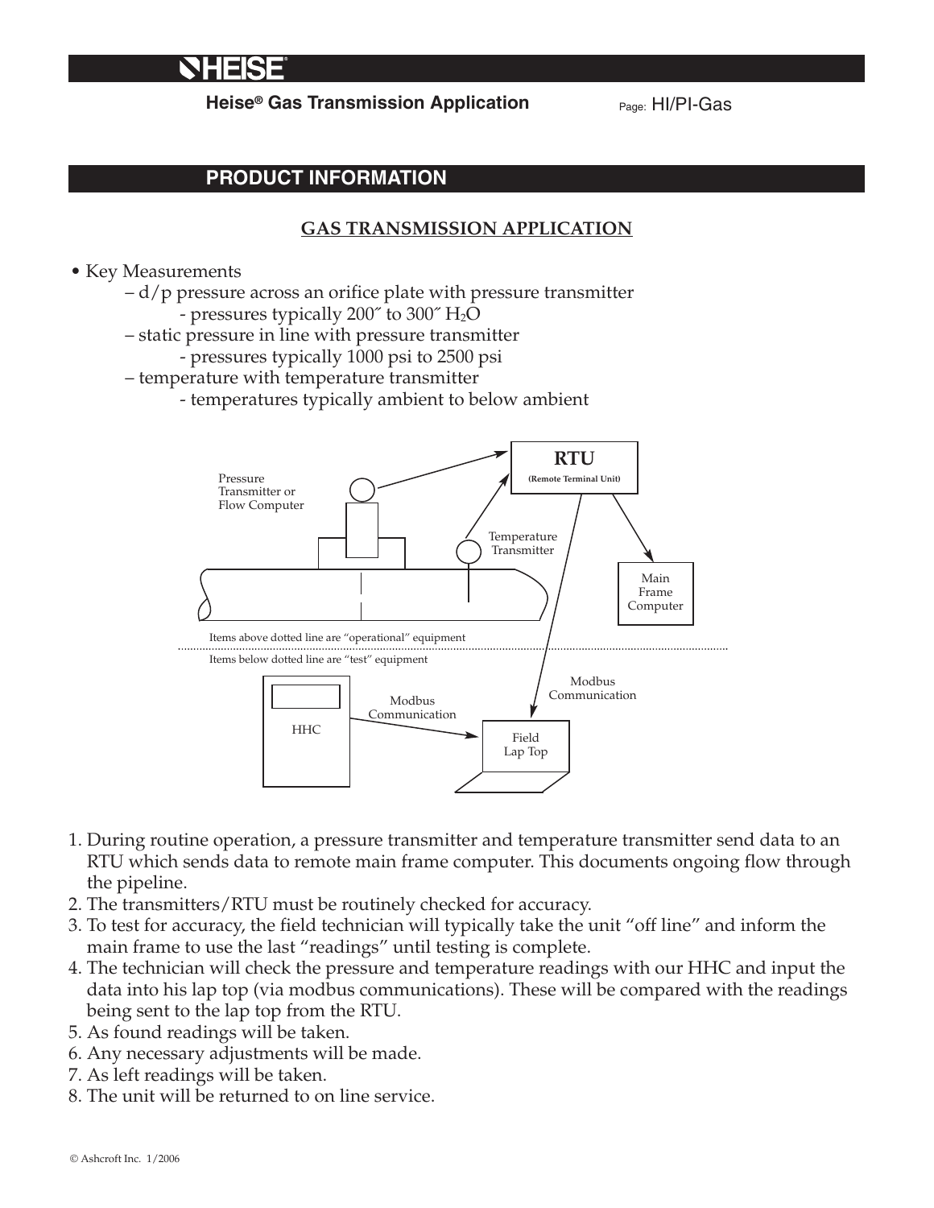**Heise® Gas Transmission Application**

Page: HI/PI-Gas

## PRODUCT INFORMATION

### GAS TRANSMISSION APPLICATION

- Key Measurements
  - d/p pressure across an orifice plate with pressure transmitter
    - pressures typically 200″ to 300″ $H_2O$
  - static pressure in line with pressure transmitter
    - pressures typically 1000 psi to 2500 psi
  - temperature with temperature transmitter
    - temperatures typically ambient to below ambient

Pressure Transmitter or Flow Computer

RTU (Remote Terminal Unit)

Temperature Transmitter

Main Frame Computer

Items above dotted line are "operational" equipment

Items below dotted line are "test" equipment

HHC

Modbus Communication

Modbus Communication

Field Lap Top

1. During routine operation, a pressure transmitter and temperature transmitter send data to an RTU which sends data to remote main frame computer. This documents ongoing flow through the pipeline.
2. The transmitters/RTU must be routinely checked for accuracy.
3. To test for accuracy, the field technician will typically take the unit "off line" and inform the main frame to use the last "readings" until testing is complete.
4. The technician will check the pressure and temperature readings with our HHC and input the data into his lap top (via modbus communications). These will be compared with the readings being sent to the lap top from the RTU.
5. As found readings will be taken.
6. Any necessary adjustments will be made.
7. As left readings will be taken.
8. The unit will be returned to on line service.

© Ashcroft Inc. 1/2006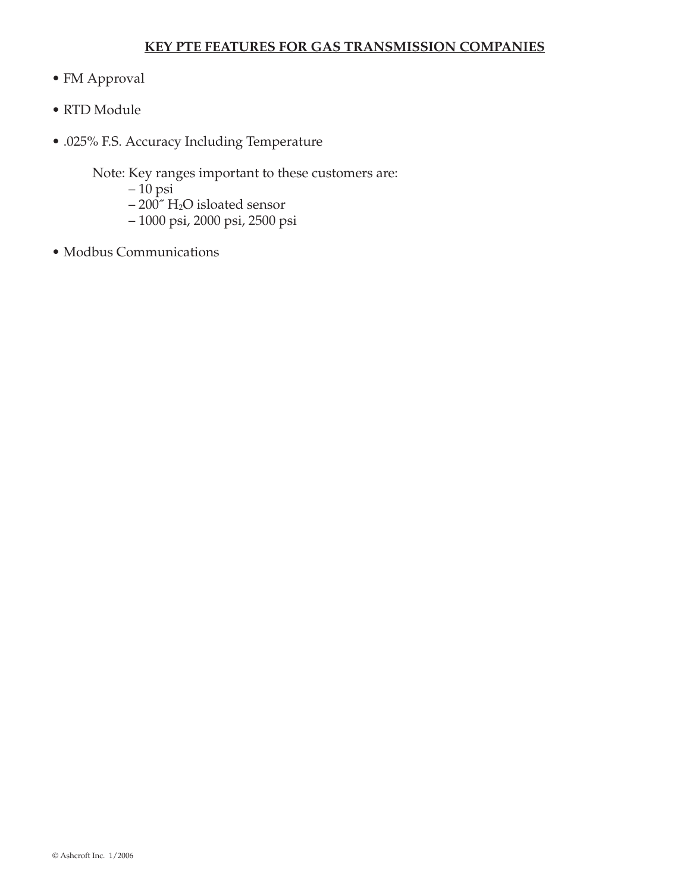## KEY PTE FEATURES FOR GAS TRANSMISSION COMPANIES

- FM Approval
- RTD Module
- .025% F.S. Accuracy Including Temperature

  Note: Key ranges important to these customers are:
  - 10 psi
  - 200˝ $H_2O$ isloated sensor
  - 1000 psi, 2000 psi, 2500 psi

- Modbus Communications

© Ashcroft Inc. 1/2006